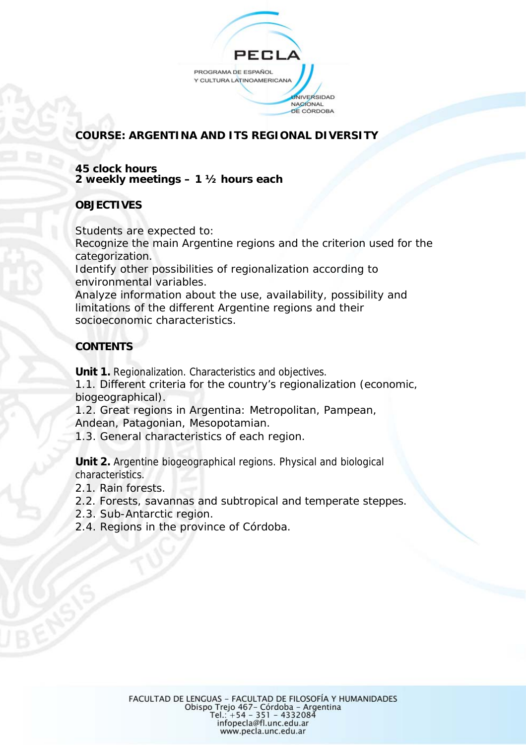# COURSE: ARGENTINA AND ITS REGIONAL DIVERSITY

**45 clock hours**
**2 weekly meetings – 1 ½ hours each**

## OBJECTIVES

Students are expected to:
Recognize the main Argentine regions and the criterion used for the categorization.
Identify other possibilities of regionalization according to environmental variables.
Analyze information about the use, availability, possibility and limitations of the different Argentine regions and their socioeconomic characteristics.

## CONTENTS

**Unit 1.** Regionalization. Characteristics and objectives.
1.1. Different criteria for the country's regionalization (economic, biogeographical).
1.2. Great regions in Argentina: Metropolitan, Pampean, Andean, Patagonian, Mesopotamian.
1.3. General characteristics of each region.

**Unit 2.** Argentine biogeographical regions. Physical and biological characteristics.
2.1. Rain forests.
2.2. Forests, savannas and subtropical and temperate steppes.
2.3. Sub-Antarctic region.
2.4. Regions in the province of Córdoba.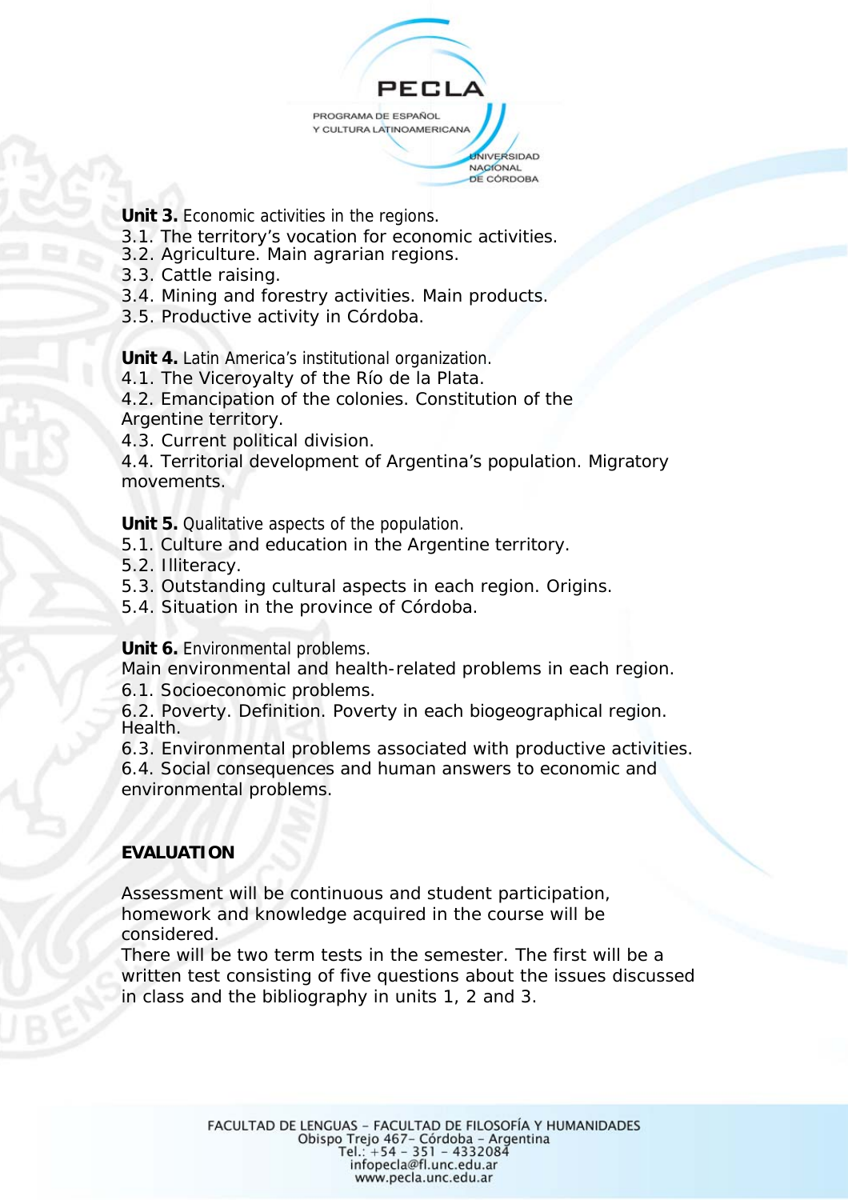**Unit 3.** Economic activities in the regions.

3.1. The territory's vocation for economic activities.
3.2. Agriculture. Main agrarian regions.
3.3. Cattle raising.
3.4. Mining and forestry activities. Main products.
3.5. Productive activity in Córdoba.

**Unit 4.** Latin America's institutional organization.

4.1. The Viceroyalty of the Río de la Plata.
4.2. Emancipation of the colonies. Constitution of the Argentine territory.
4.3. Current political division.
4.4. Territorial development of Argentina's population. Migratory movements.

**Unit 5.** Qualitative aspects of the population.

5.1. Culture and education in the Argentine territory.
5.2. Illiteracy.
5.3. Outstanding cultural aspects in each region. Origins.
5.4. Situation in the province of Córdoba.

**Unit 6.** Environmental problems.

Main environmental and health-related problems in each region.

6.1. Socioeconomic problems.
6.2. Poverty. Definition. Poverty in each biogeographical region. Health.
6.3. Environmental problems associated with productive activities.
6.4. Social consequences and human answers to economic and environmental problems.

**EVALUATION**

Assessment will be continuous and student participation, homework and knowledge acquired in the course will be considered.
There will be two term tests in the semester. The first will be a written test consisting of five questions about the issues discussed in class and the bibliography in units 1, 2 and 3.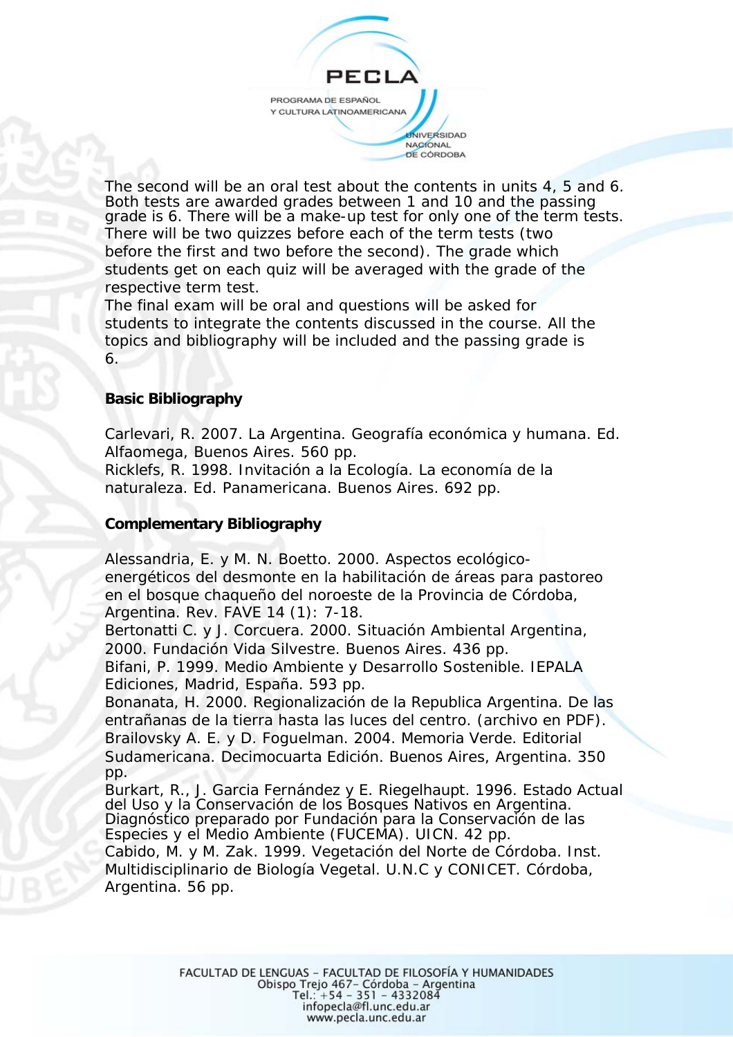The second will be an oral test about the contents in units 4, 5 and 6. Both tests are awarded grades between 1 and 10 and the passing grade is 6. There will be a make-up test for only one of the term tests. There will be two quizzes before each of the term tests (two before the first and two before the second). The grade which students get on each quiz will be averaged with the grade of the respective term test.

The final exam will be oral and questions will be asked for students to integrate the contents discussed in the course. All the topics and bibliography will be included and the passing grade is 6.

**Basic Bibliography**

Carlevari, R. 2007. La Argentina. Geografía económica y humana. Ed. Alfaomega, Buenos Aires. 560 pp.

Ricklefs, R. 1998. Invitación a la Ecología. La economía de la naturaleza. Ed. Panamericana. Buenos Aires. 692 pp.

**Complementary Bibliography**

Alessandria, E. y M. N. Boetto. 2000. Aspectos ecológico-energéticos del desmonte en la habilitación de áreas para pastoreo en el bosque chaqueño del noroeste de la Provincia de Córdoba, Argentina. Rev. FAVE 14 (1): 7-18.

Bertonatti C. y J. Corcuera. 2000. Situación Ambiental Argentina, 2000. Fundación Vida Silvestre. Buenos Aires. 436 pp.

Bifani, P. 1999. Medio Ambiente y Desarrollo Sostenible. IEPALA Ediciones, Madrid, España. 593 pp.

Bonanata, H. 2000. Regionalización de la Republica Argentina. De las entrañanas de la tierra hasta las luces del centro. (archivo en PDF).

Brailovsky A. E. y D. Foguelman. 2004. Memoria Verde. Editorial Sudamericana. Decimocuarta Edición. Buenos Aires, Argentina. 350 pp.

Burkart, R., J. Garcia Fernández y E. Riegelhaupt. 1996. Estado Actual del Uso y la Conservación de los Bosques Nativos en Argentina. Diagnóstico preparado por Fundación para la Conservación de las Especies y el Medio Ambiente (FUCEMA). UICN. 42 pp.

Cabido, M. y M. Zak. 1999. Vegetación del Norte de Córdoba. Inst. Multidisciplinario de Biología Vegetal. U.N.C y CONICET. Córdoba, Argentina. 56 pp.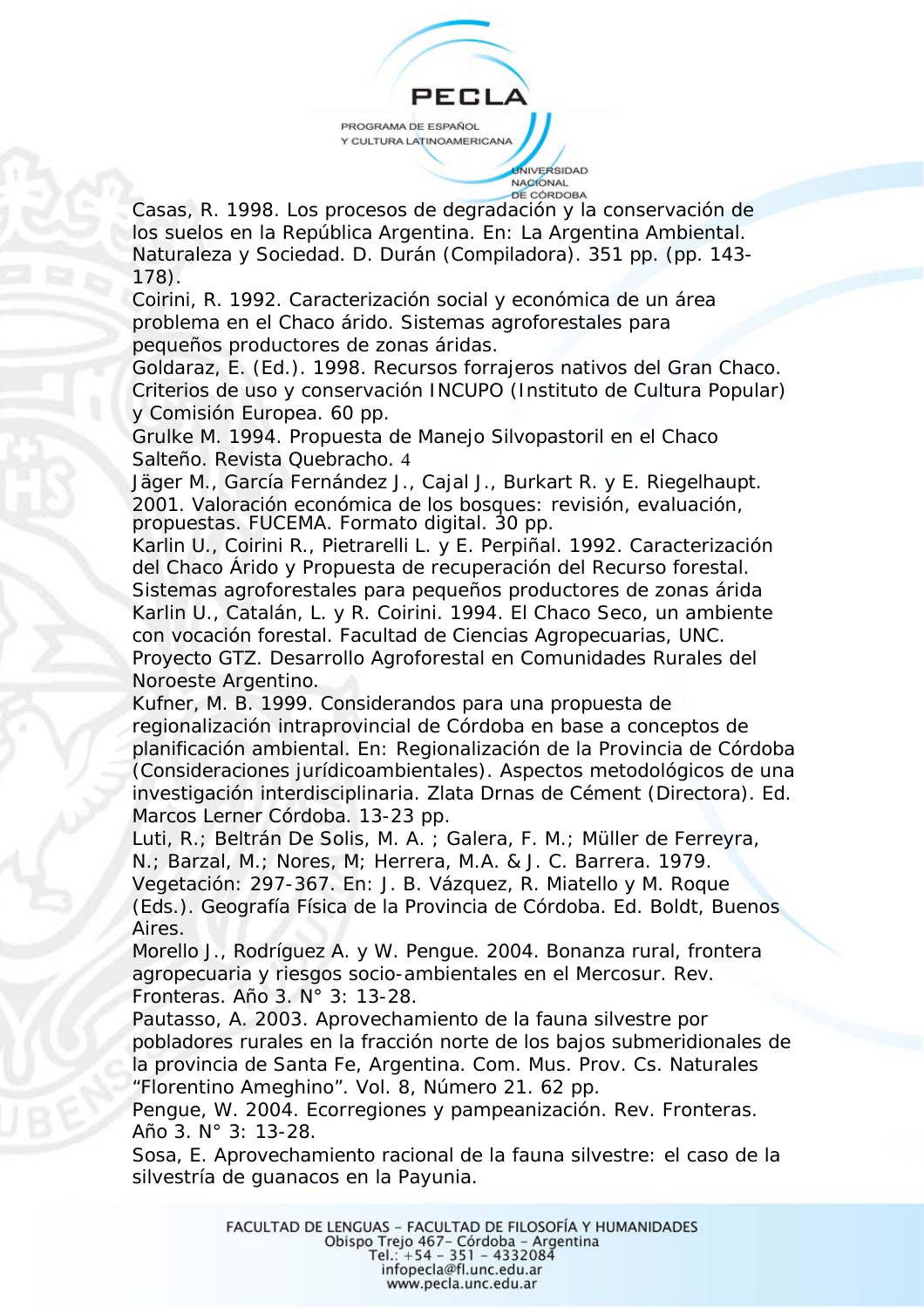Casas, R. 1998. Los procesos de degradación y la conservación de los suelos en la República Argentina. En: La Argentina Ambiental. Naturaleza y Sociedad. D. Durán (Compiladora). 351 pp. (pp. 143-178).

Coirini, R. 1992. Caracterización social y económica de un área problema en el Chaco árido. Sistemas agroforestales para pequeños productores de zonas áridas.

Goldaraz, E. (Ed.). 1998. Recursos forrajeros nativos del Gran Chaco. Criterios de uso y conservación INCUPO (Instituto de Cultura Popular) y Comisión Europea. 60 pp.

Grulke M. 1994. Propuesta de Manejo Silvopastoril en el Chaco Salteño. Revista Quebracho. 4

Jäger M., García Fernández J., Cajal J., Burkart R. y E. Riegelhaupt. 2001. Valoración económica de los bosques: revisión, evaluación, propuestas. FUCEMA. Formato digital. 30 pp.

Karlin U., Coirini R., Pietrarelli L. y E. Perpiñal. 1992. Caracterización del Chaco Árido y Propuesta de recuperación del Recurso forestal. Sistemas agroforestales para pequeños productores de zonas árida

Karlin U., Catalán, L. y R. Coirini. 1994. El Chaco Seco, un ambiente con vocación forestal. Facultad de Ciencias Agropecuarias, UNC. Proyecto GTZ. Desarrollo Agroforestal en Comunidades Rurales del Noroeste Argentino.

Kufner, M. B. 1999. Considerandos para una propuesta de regionalización intraprovincial de Córdoba en base a conceptos de planificación ambiental. En: Regionalización de la Provincia de Córdoba (Consideraciones jurídicoambientales). Aspectos metodológicos de una investigación interdisciplinaria. Zlata Drnas de Cément (Directora). Ed. Marcos Lerner Córdoba. 13-23 pp.

Luti, R.; Beltrán De Solis, M. A. ; Galera, F. M.; Müller de Ferreyra, N.; Barzal, M.; Nores, M; Herrera, M.A. & J. C. Barrera. 1979. Vegetación: 297-367. En: J. B. Vázquez, R. Miatello y M. Roque (Eds.). Geografía Física de la Provincia de Córdoba. Ed. Boldt, Buenos Aires.

Morello J., Rodríguez A. y W. Pengue. 2004. Bonanza rural, frontera agropecuaria y riesgos socio-ambientales en el Mercosur. Rev. Fronteras. Año 3. N° 3: 13-28.

Pautasso, A. 2003. Aprovechamiento de la fauna silvestre por pobladores rurales en la fracción norte de los bajos submeridionales de la provincia de Santa Fe, Argentina. Com. Mus. Prov. Cs. Naturales "Florentino Ameghino". Vol. 8, Número 21. 62 pp.

Pengue, W. 2004. Ecorregiones y pampeanización. Rev. Fronteras. Año 3. N° 3: 13-28.

Sosa, E. Aprovechamiento racional de la fauna silvestre: el caso de la silvestría de guanacos en la Payunia.